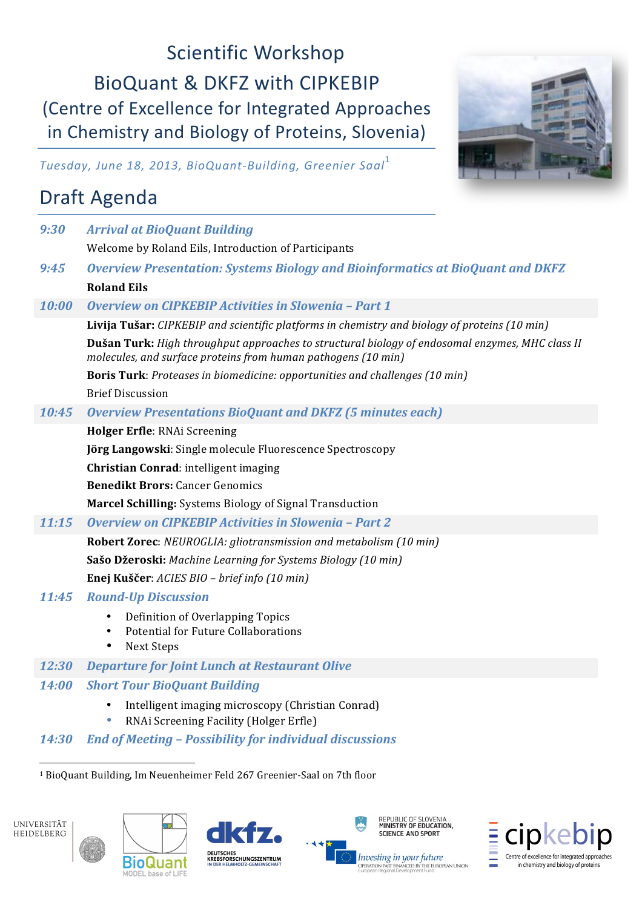# Scientific Workshop

## BioQuant & DKFZ with CIPKEBIP (Centre of Excellence for Integrated Approaches in Chemistry and Biology of Proteins, Slovenia)

*Tuesday, June 18, 2013, BioQuant-Building, Greenier Saal*[1]

## Draft Agenda

| | |
|---|---|
| *9:30* | ***Arrival at BioQuant Building*** |
| | Welcome by Roland Eils, Introduction of Participants |
| *9:45* | ***Overview Presentation: Systems Biology and Bioinformatics at BioQuant and DKFZ*** |
| | **Roland Eils** |
| *10:00* | ***Overview on CIPKEBIP Activities in Slowenia – Part 1*** |
| | **Livija Tušar:** *CIPKEBIP and scientific platforms in chemistry and biology of proteins (10 min)* |
| | **Dušan Turk:** *High throughput approaches to structural biology of endosomal enzymes, MHC class II molecules, and surface proteins from human pathogens (10 min)* |
| | **Boris Turk**: *Proteases in biomedicine: opportunities and challenges (10 min)* |
| | Brief Discussion |
| *10:45* | ***Overview Presentations BioQuant and DKFZ (5 minutes each)*** |
| | **Holger Erfle**: RNAi Screening |
| | **Jörg Langowski**: Single molecule Fluorescence Spectroscopy |
| | **Christian Conrad**: intelligent imaging |
| | **Benedikt Brors:** Cancer Genomics |
| | **Marcel Schilling:** Systems Biology of Signal Transduction |
| *11:15* | ***Overview on CIPKEBIP Activities in Slowenia – Part 2*** |
| | **Robert Zorec**: *NEUROGLIA: gliotransmission and metabolism (10 min)* |
| | **Sašo Džeroski:** *Machine Learning for Systems Biology (10 min)* |
| | **Enej Kuščer**: *ACIES BIO – brief info (10 min)* |
| *11:45* | ***Round-Up Discussion*** |
| | • Definition of Overlapping Topics<br>• Potential for Future Collaborations<br>• Next Steps |
| *12:30* | ***Departure for Joint Lunch at Restaurant Olive*** |
| *14:00* | ***Short Tour BioQuant Building*** |
| | • Intelligent imaging microscopy (Christian Conrad)<br>• RNAi Screening Facility (Holger Erfle) |
| *14:30* | ***End of Meeting – Possibility for individual discussions*** |

[1] BioQuant Building, Im Neuenheimer Feld 267 Greenier-Saal on 7th floor

UNIVERSITÄT HEIDELBERG | BioQuant MODEL base of LIFE | dkfz. DEUTSCHES KREBSFORSCHUNGSZENTRUM IN DER HELMHOLTZ-GEMEINSCHAFT | REPUBLIC OF SLOVENIA MINISTRY OF EDUCATION, SCIENCE AND SPORT | Investing in your future – Operation part financed by the European Union, European Regional Development Fund | cipkebip – Centre of excellence for integrated approaches in chemistry and biology of proteins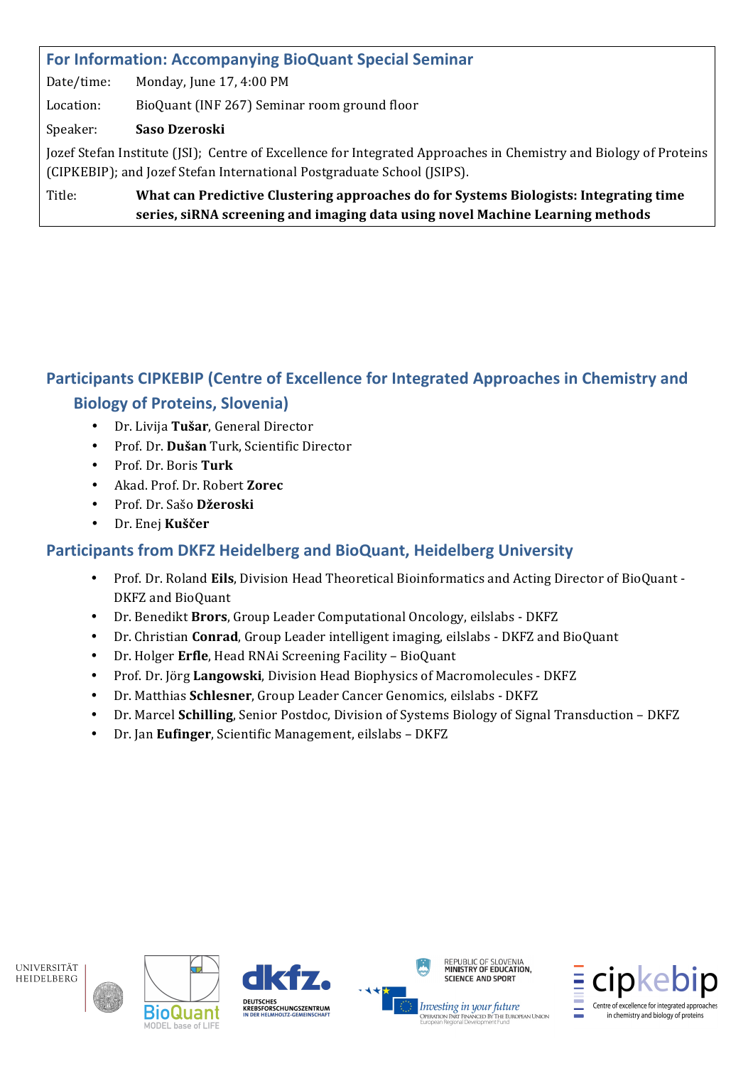## For Information: Accompanying BioQuant Special Seminar

| | |
|---|---|
| Date/time: | Monday, June 17, 4:00 PM |
| Location: | BioQuant (INF 267) Seminar room ground floor |
| Speaker: | **Saso Dzeroski** |

Jozef Stefan Institute (JSI); Centre of Excellence for Integrated Approaches in Chemistry and Biology of Proteins (CIPKEBIP); and Jozef Stefan International Postgraduate School (JSIPS).

Title: **What can Predictive Clustering approaches do for Systems Biologists: Integrating time series, siRNA screening and imaging data using novel Machine Learning methods**

## Participants CIPKEBIP (Centre of Excellence for Integrated Approaches in Chemistry and Biology of Proteins, Slovenia)

- Dr. Livija **Tušar**, General Director
- Prof. Dr. **Dušan** Turk, Scientific Director
- Prof. Dr. Boris **Turk**
- Akad. Prof. Dr. Robert **Zorec**
- Prof. Dr. Sašo **Džeroski**
- Dr. Enej **Kuščer**

## Participants from DKFZ Heidelberg and BioQuant, Heidelberg University

- Prof. Dr. Roland **Eils**, Division Head Theoretical Bioinformatics and Acting Director of BioQuant - DKFZ and BioQuant
- Dr. Benedikt **Brors**, Group Leader Computational Oncology, eilslabs - DKFZ
- Dr. Christian **Conrad**, Group Leader intelligent imaging, eilslabs - DKFZ and BioQuant
- Dr. Holger **Erfle**, Head RNAi Screening Facility – BioQuant
- Prof. Dr. Jörg **Langowski**, Division Head Biophysics of Macromolecules - DKFZ
- Dr. Matthias **Schlesner**, Group Leader Cancer Genomics, eilslabs - DKFZ
- Dr. Marcel **Schilling**, Senior Postdoc, Division of Systems Biology of Signal Transduction – DKFZ
- Dr. Jan **Eufinger**, Scientific Management, eilslabs – DKFZ

UNIVERSITÄT HEIDELBERG

BioQuant MODEL base of LIFE

dkfz. DEUTSCHES KREBSFORSCHUNGSZENTRUM IN DER HELMHOLTZ-GEMEINSCHAFT

REPUBLIC OF SLOVENIA MINISTRY OF EDUCATION, SCIENCE AND SPORT

Investing in your future — Operation part financed by the European Union, European Regional Development Fund

cipkebip — Centre of excellence for integrated approaches in chemistry and biology of proteins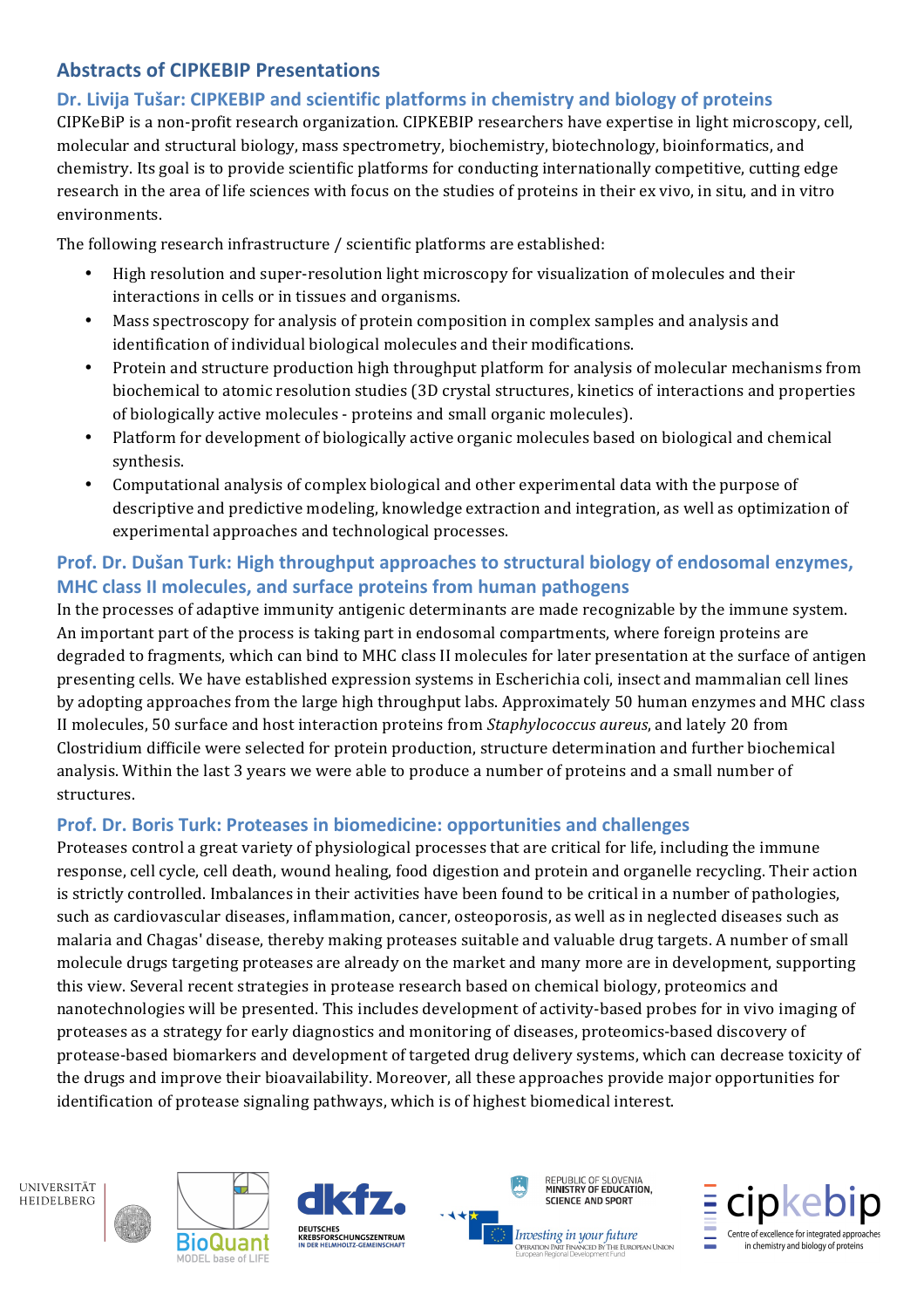## Abstracts of CIPKEBIP Presentations

### Dr. Livija Tušar: CIPKEBIP and scientific platforms in chemistry and biology of proteins

CIPKeBiP is a non-profit research organization. CIPKEBIP researchers have expertise in light microscopy, cell, molecular and structural biology, mass spectrometry, biochemistry, biotechnology, bioinformatics, and chemistry. Its goal is to provide scientific platforms for conducting internationally competitive, cutting edge research in the area of life sciences with focus on the studies of proteins in their ex vivo, in situ, and in vitro environments.

The following research infrastructure / scientific platforms are established:

- High resolution and super-resolution light microscopy for visualization of molecules and their interactions in cells or in tissues and organisms.
- Mass spectroscopy for analysis of protein composition in complex samples and analysis and identification of individual biological molecules and their modifications.
- Protein and structure production high throughput platform for analysis of molecular mechanisms from biochemical to atomic resolution studies (3D crystal structures, kinetics of interactions and properties of biologically active molecules - proteins and small organic molecules).
- Platform for development of biologically active organic molecules based on biological and chemical synthesis.
- Computational analysis of complex biological and other experimental data with the purpose of descriptive and predictive modeling, knowledge extraction and integration, as well as optimization of experimental approaches and technological processes.

### Prof. Dr. Dušan Turk: High throughput approaches to structural biology of endosomal enzymes, MHC class II molecules, and surface proteins from human pathogens

In the processes of adaptive immunity antigenic determinants are made recognizable by the immune system. An important part of the process is taking part in endosomal compartments, where foreign proteins are degraded to fragments, which can bind to MHC class II molecules for later presentation at the surface of antigen presenting cells. We have established expression systems in Escherichia coli, insect and mammalian cell lines by adopting approaches from the large high throughput labs. Approximately 50 human enzymes and MHC class II molecules, 50 surface and host interaction proteins from *Staphylococcus aureus*, and lately 20 from Clostridium difficile were selected for protein production, structure determination and further biochemical analysis. Within the last 3 years we were able to produce a number of proteins and a small number of structures.

### Prof. Dr. Boris Turk: Proteases in biomedicine: opportunities and challenges

Proteases control a great variety of physiological processes that are critical for life, including the immune response, cell cycle, cell death, wound healing, food digestion and protein and organelle recycling. Their action is strictly controlled. Imbalances in their activities have been found to be critical in a number of pathologies, such as cardiovascular diseases, inflammation, cancer, osteoporosis, as well as in neglected diseases such as malaria and Chagas' disease, thereby making proteases suitable and valuable drug targets. A number of small molecule drugs targeting proteases are already on the market and many more are in development, supporting this view. Several recent strategies in protease research based on chemical biology, proteomics and nanotechnologies will be presented. This includes development of activity-based probes for in vivo imaging of proteases as a strategy for early diagnostics and monitoring of diseases, proteomics-based discovery of protease-based biomarkers and development of targeted drug delivery systems, which can decrease toxicity of the drugs and improve their bioavailability. Moreover, all these approaches provide major opportunities for identification of protease signaling pathways, which is of highest biomedical interest.

UNIVERSITÄT HEIDELBERG

BioQuant MODEL base of LIFE

dkfz. DEUTSCHES KREBSFORSCHUNGSZENTRUM IN DER HELMHOLTZ-GEMEINSCHAFT

REPUBLIC OF SLOVENIA MINISTRY OF EDUCATION, SCIENCE AND SPORT

Investing in your future — Operation part financed by the European Union, European Regional Development Fund

cipkebip — Centre of excellence for integrated approaches in chemistry and biology of proteins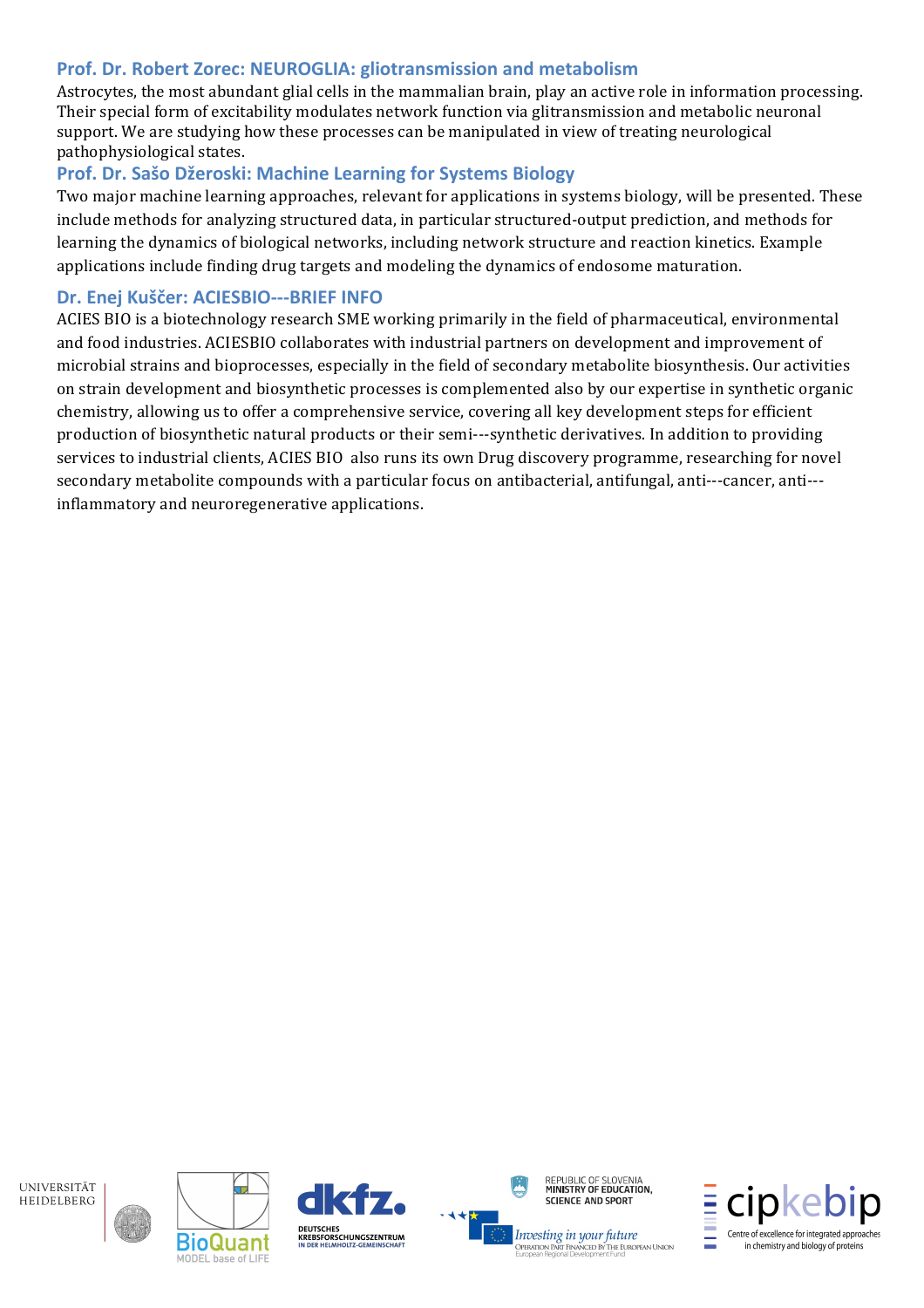### Prof. Dr. Robert Zorec: NEUROGLIA: gliotransmission and metabolism

Astrocytes, the most abundant glial cells in the mammalian brain, play an active role in information processing. Their special form of excitability modulates network function via glitransmission and metabolic neuronal support. We are studying how these processes can be manipulated in view of treating neurological pathophysiological states.

### Prof. Dr. Sašo Džeroski: Machine Learning for Systems Biology

Two major machine learning approaches, relevant for applications in systems biology, will be presented. These include methods for analyzing structured data, in particular structured-output prediction, and methods for learning the dynamics of biological networks, including network structure and reaction kinetics. Example applications include finding drug targets and modeling the dynamics of endosome maturation.

### Dr. Enej Kuščer: ACIESBIO---BRIEF INFO

ACIES BIO is a biotechnology research SME working primarily in the field of pharmaceutical, environmental and food industries. ACIESBIO collaborates with industrial partners on development and improvement of microbial strains and bioprocesses, especially in the field of secondary metabolite biosynthesis. Our activities on strain development and biosynthetic processes is complemented also by our expertise in synthetic organic chemistry, allowing us to offer a comprehensive service, covering all key development steps for efficient production of biosynthetic natural products or their semi---synthetic derivatives. In addition to providing services to industrial clients, ACIES BIO also runs its own Drug discovery programme, researching for novel secondary metabolite compounds with a particular focus on antibacterial, antifungal, anti---cancer, anti---inflammatory and neuroregenerative applications.

UNIVERSITÄT HEIDELBERG

BioQuant MODEL base of LIFE

dkfz. DEUTSCHES KREBSFORSCHUNGSZENTRUM IN DER HELMHOLTZ-GEMEINSCHAFT

REPUBLIC OF SLOVENIA MINISTRY OF EDUCATION, SCIENCE AND SPORT

Investing in your future — Operation part financed by the European Union, European Regional Development Fund

cipkebip — Centre of excellence for integrated approaches in chemistry and biology of proteins